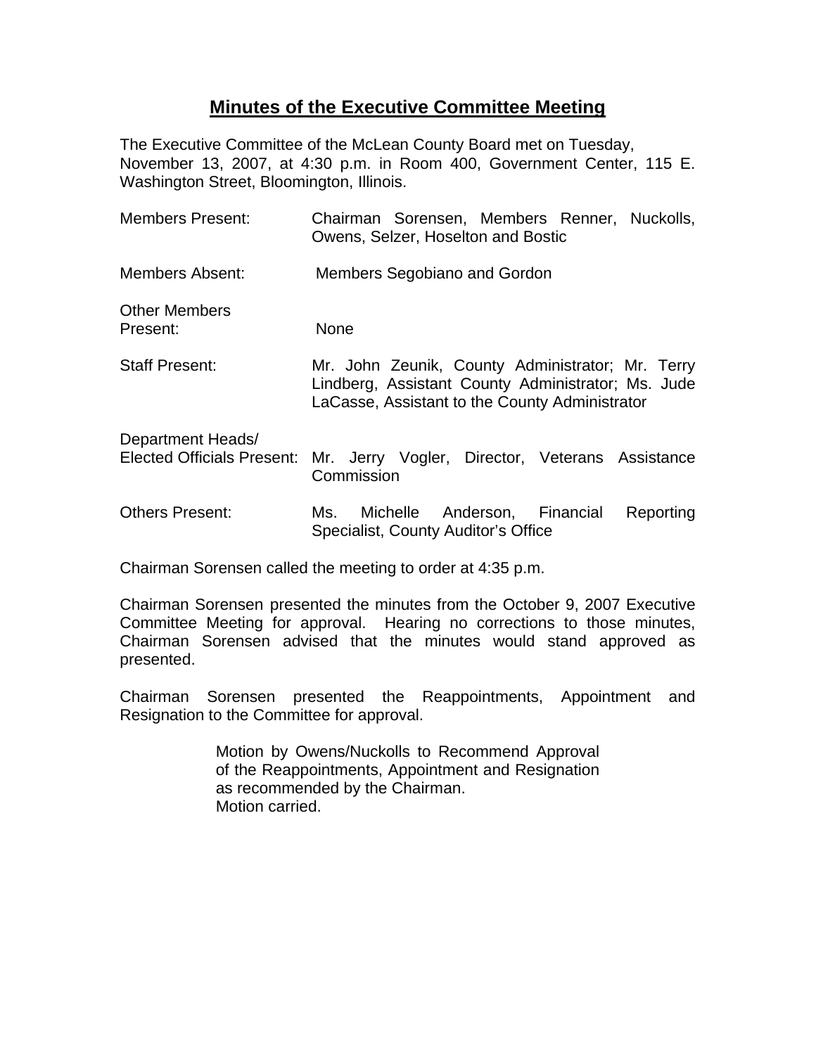# Minutes of the Executive Committee Meeting

The Executive Committee of the McLean County Board met on Tuesday, November 13, 2007, at 4:30 p.m. in Room 400, Government Center, 115 E. Washington Street, Bloomington, Illinois.

| | |
|---|---|
| Members Present: | Chairman Sorensen, Members Renner, Nuckolls, Owens, Selzer, Hoselton and Bostic |
| Members Absent: | Members Segobiano and Gordon |
| Other Members Present: | None |
| Staff Present: | Mr. John Zeunik, County Administrator; Mr. Terry Lindberg, Assistant County Administrator; Ms. Jude LaCasse, Assistant to the County Administrator |
| Department Heads/ Elected Officials Present: | Mr. Jerry Vogler, Director, Veterans Assistance Commission |
| Others Present: | Ms. Michelle Anderson, Financial Reporting Specialist, County Auditor's Office |

Chairman Sorensen called the meeting to order at 4:35 p.m.

Chairman Sorensen presented the minutes from the October 9, 2007 Executive Committee Meeting for approval. Hearing no corrections to those minutes, Chairman Sorensen advised that the minutes would stand approved as presented.

Chairman Sorensen presented the Reappointments, Appointment and Resignation to the Committee for approval.

> Motion by Owens/Nuckolls to Recommend Approval of the Reappointments, Appointment and Resignation as recommended by the Chairman.
> Motion carried.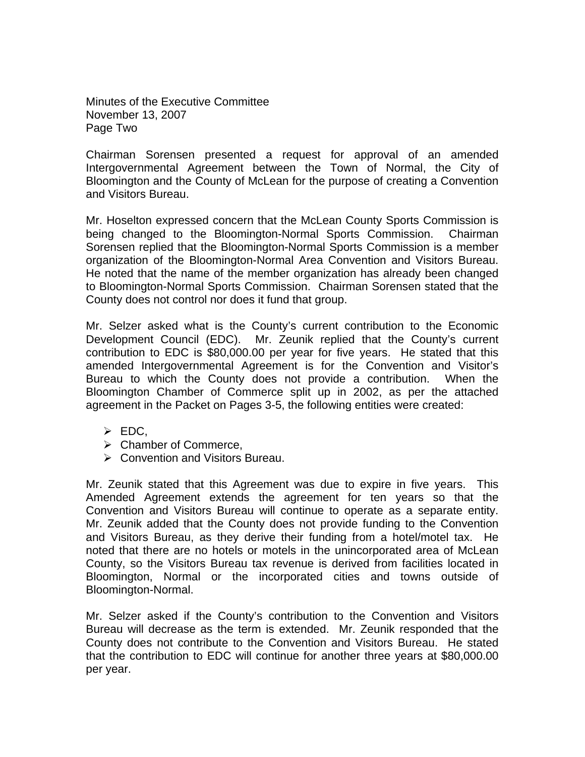Chairman Sorensen presented a request for approval of an amended Intergovernmental Agreement between the Town of Normal, the City of Bloomington and the County of McLean for the purpose of creating a Convention and Visitors Bureau.

Mr. Hoselton expressed concern that the McLean County Sports Commission is being changed to the Bloomington-Normal Sports Commission. Chairman Sorensen replied that the Bloomington-Normal Sports Commission is a member organization of the Bloomington-Normal Area Convention and Visitors Bureau. He noted that the name of the member organization has already been changed to Bloomington-Normal Sports Commission. Chairman Sorensen stated that the County does not control nor does it fund that group.

Mr. Selzer asked what is the County's current contribution to the Economic Development Council (EDC). Mr. Zeunik replied that the County's current contribution to EDC is $80,000.00 per year for five years. He stated that this amended Intergovernmental Agreement is for the Convention and Visitor's Bureau to which the County does not provide a contribution. When the Bloomington Chamber of Commerce split up in 2002, as per the attached agreement in the Packet on Pages 3-5, the following entities were created:

- EDC,
- Chamber of Commerce,
- Convention and Visitors Bureau.

Mr. Zeunik stated that this Agreement was due to expire in five years. This Amended Agreement extends the agreement for ten years so that the Convention and Visitors Bureau will continue to operate as a separate entity. Mr. Zeunik added that the County does not provide funding to the Convention and Visitors Bureau, as they derive their funding from a hotel/motel tax. He noted that there are no hotels or motels in the unincorporated area of McLean County, so the Visitors Bureau tax revenue is derived from facilities located in Bloomington, Normal or the incorporated cities and towns outside of Bloomington-Normal.

Mr. Selzer asked if the County's contribution to the Convention and Visitors Bureau will decrease as the term is extended. Mr. Zeunik responded that the County does not contribute to the Convention and Visitors Bureau. He stated that the contribution to EDC will continue for another three years at $80,000.00 per year.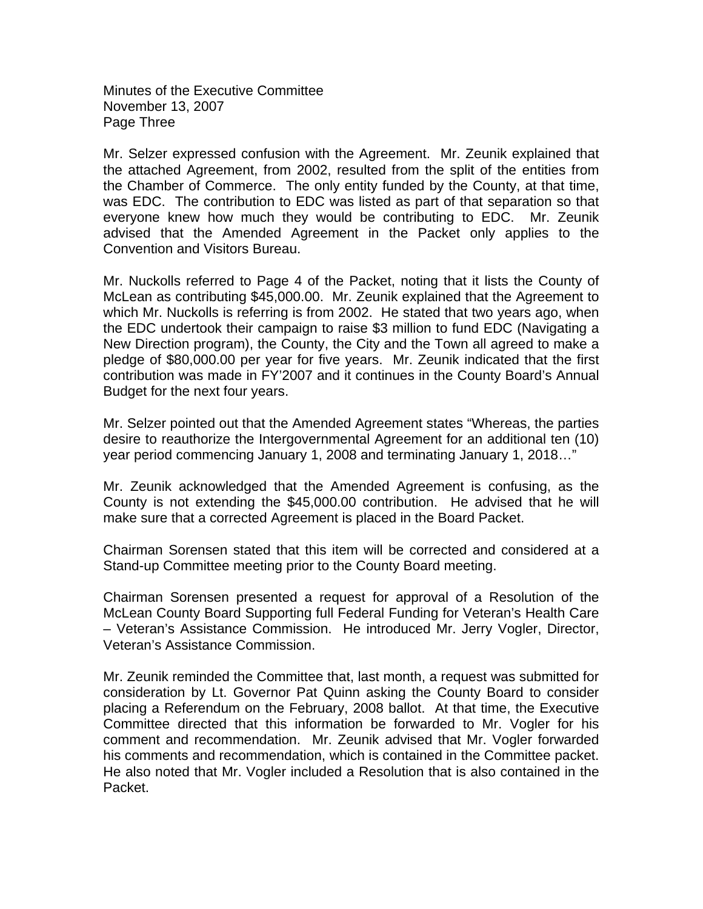Mr. Selzer expressed confusion with the Agreement. Mr. Zeunik explained that the attached Agreement, from 2002, resulted from the split of the entities from the Chamber of Commerce. The only entity funded by the County, at that time, was EDC. The contribution to EDC was listed as part of that separation so that everyone knew how much they would be contributing to EDC. Mr. Zeunik advised that the Amended Agreement in the Packet only applies to the Convention and Visitors Bureau.

Mr. Nuckolls referred to Page 4 of the Packet, noting that it lists the County of McLean as contributing $45,000.00. Mr. Zeunik explained that the Agreement to which Mr. Nuckolls is referring is from 2002. He stated that two years ago, when the EDC undertook their campaign to raise $3 million to fund EDC (Navigating a New Direction program), the County, the City and the Town all agreed to make a pledge of $80,000.00 per year for five years. Mr. Zeunik indicated that the first contribution was made in FY'2007 and it continues in the County Board's Annual Budget for the next four years.

Mr. Selzer pointed out that the Amended Agreement states "Whereas, the parties desire to reauthorize the Intergovernmental Agreement for an additional ten (10) year period commencing January 1, 2008 and terminating January 1, 2018…"

Mr. Zeunik acknowledged that the Amended Agreement is confusing, as the County is not extending the $45,000.00 contribution. He advised that he will make sure that a corrected Agreement is placed in the Board Packet.

Chairman Sorensen stated that this item will be corrected and considered at a Stand-up Committee meeting prior to the County Board meeting.

Chairman Sorensen presented a request for approval of a Resolution of the McLean County Board Supporting full Federal Funding for Veteran's Health Care – Veteran's Assistance Commission. He introduced Mr. Jerry Vogler, Director, Veteran's Assistance Commission.

Mr. Zeunik reminded the Committee that, last month, a request was submitted for consideration by Lt. Governor Pat Quinn asking the County Board to consider placing a Referendum on the February, 2008 ballot. At that time, the Executive Committee directed that this information be forwarded to Mr. Vogler for his comment and recommendation. Mr. Zeunik advised that Mr. Vogler forwarded his comments and recommendation, which is contained in the Committee packet. He also noted that Mr. Vogler included a Resolution that is also contained in the Packet.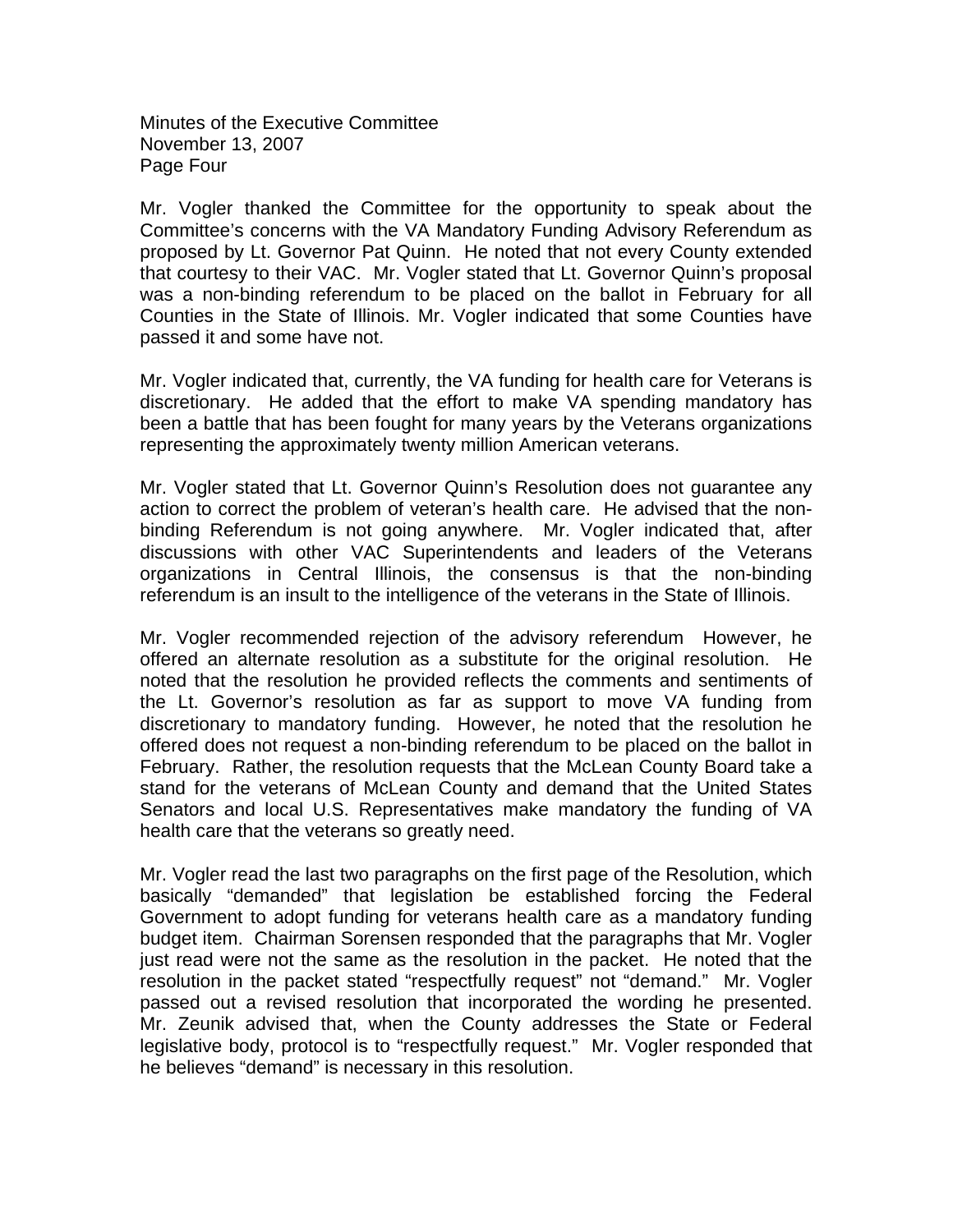Mr. Vogler thanked the Committee for the opportunity to speak about the Committee's concerns with the VA Mandatory Funding Advisory Referendum as proposed by Lt. Governor Pat Quinn. He noted that not every County extended that courtesy to their VAC. Mr. Vogler stated that Lt. Governor Quinn's proposal was a non-binding referendum to be placed on the ballot in February for all Counties in the State of Illinois. Mr. Vogler indicated that some Counties have passed it and some have not.

Mr. Vogler indicated that, currently, the VA funding for health care for Veterans is discretionary. He added that the effort to make VA spending mandatory has been a battle that has been fought for many years by the Veterans organizations representing the approximately twenty million American veterans.

Mr. Vogler stated that Lt. Governor Quinn's Resolution does not guarantee any action to correct the problem of veteran's health care. He advised that the non-binding Referendum is not going anywhere. Mr. Vogler indicated that, after discussions with other VAC Superintendents and leaders of the Veterans organizations in Central Illinois, the consensus is that the non-binding referendum is an insult to the intelligence of the veterans in the State of Illinois.

Mr. Vogler recommended rejection of the advisory referendum However, he offered an alternate resolution as a substitute for the original resolution. He noted that the resolution he provided reflects the comments and sentiments of the Lt. Governor's resolution as far as support to move VA funding from discretionary to mandatory funding. However, he noted that the resolution he offered does not request a non-binding referendum to be placed on the ballot in February. Rather, the resolution requests that the McLean County Board take a stand for the veterans of McLean County and demand that the United States Senators and local U.S. Representatives make mandatory the funding of VA health care that the veterans so greatly need.

Mr. Vogler read the last two paragraphs on the first page of the Resolution, which basically "demanded" that legislation be established forcing the Federal Government to adopt funding for veterans health care as a mandatory funding budget item. Chairman Sorensen responded that the paragraphs that Mr. Vogler just read were not the same as the resolution in the packet. He noted that the resolution in the packet stated "respectfully request" not "demand." Mr. Vogler passed out a revised resolution that incorporated the wording he presented. Mr. Zeunik advised that, when the County addresses the State or Federal legislative body, protocol is to "respectfully request." Mr. Vogler responded that he believes "demand" is necessary in this resolution.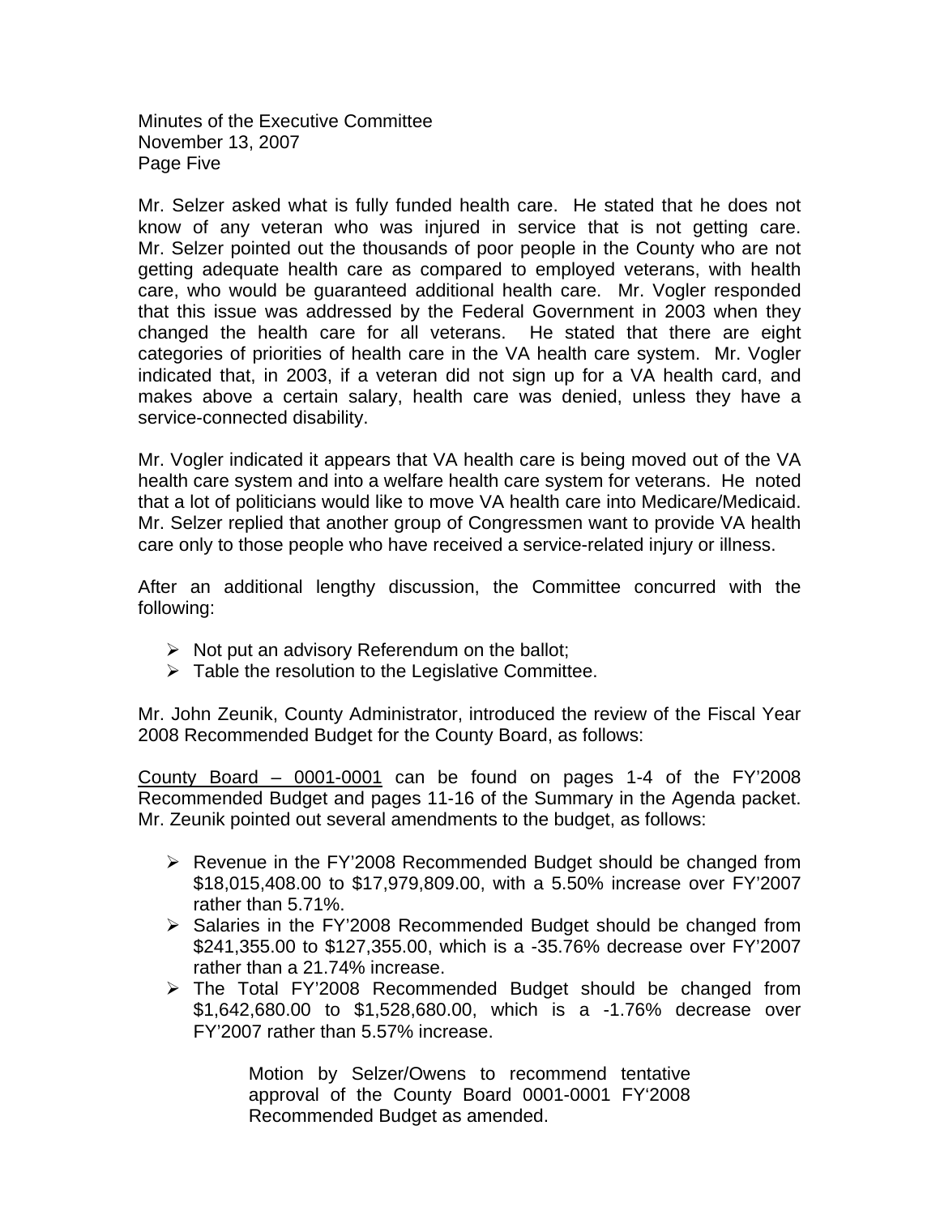Mr. Selzer asked what is fully funded health care. He stated that he does not know of any veteran who was injured in service that is not getting care. Mr. Selzer pointed out the thousands of poor people in the County who are not getting adequate health care as compared to employed veterans, with health care, who would be guaranteed additional health care. Mr. Vogler responded that this issue was addressed by the Federal Government in 2003 when they changed the health care for all veterans. He stated that there are eight categories of priorities of health care in the VA health care system. Mr. Vogler indicated that, in 2003, if a veteran did not sign up for a VA health card, and makes above a certain salary, health care was denied, unless they have a service-connected disability.

Mr. Vogler indicated it appears that VA health care is being moved out of the VA health care system and into a welfare health care system for veterans. He noted that a lot of politicians would like to move VA health care into Medicare/Medicaid. Mr. Selzer replied that another group of Congressmen want to provide VA health care only to those people who have received a service-related injury or illness.

After an additional lengthy discussion, the Committee concurred with the following:

- Not put an advisory Referendum on the ballot;
- Table the resolution to the Legislative Committee.

Mr. John Zeunik, County Administrator, introduced the review of the Fiscal Year 2008 Recommended Budget for the County Board, as follows:

County Board – 0001-0001 can be found on pages 1-4 of the FY'2008 Recommended Budget and pages 11-16 of the Summary in the Agenda packet. Mr. Zeunik pointed out several amendments to the budget, as follows:

- Revenue in the FY'2008 Recommended Budget should be changed from $18,015,408.00 to $17,979,809.00, with a 5.50% increase over FY'2007 rather than 5.71%.
- Salaries in the FY'2008 Recommended Budget should be changed from $241,355.00 to $127,355.00, which is a -35.76% decrease over FY'2007 rather than a 21.74% increase.
- The Total FY'2008 Recommended Budget should be changed from $1,642,680.00 to $1,528,680.00, which is a -1.76% decrease over FY'2007 rather than 5.57% increase.

> Motion by Selzer/Owens to recommend tentative approval of the County Board 0001-0001 FY'2008 Recommended Budget as amended.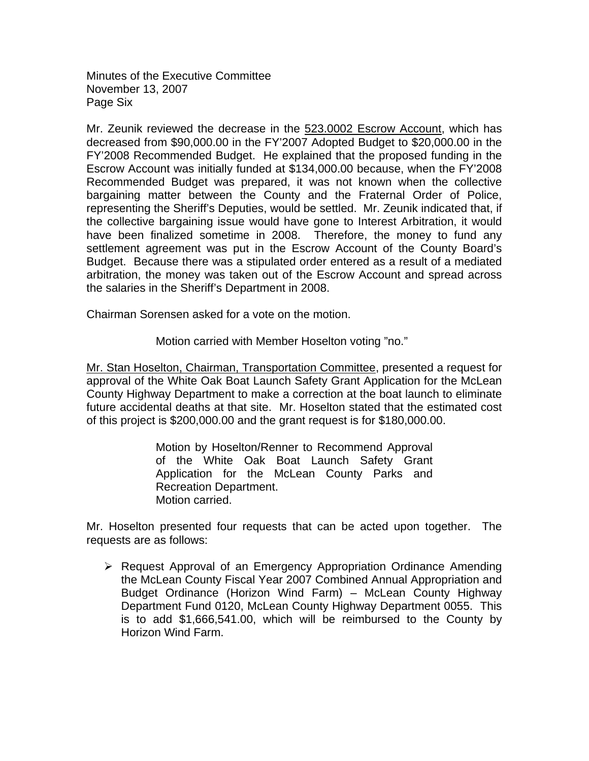Mr. Zeunik reviewed the decrease in the 523.0002 Escrow Account, which has decreased from $90,000.00 in the FY'2007 Adopted Budget to $20,000.00 in the FY'2008 Recommended Budget. He explained that the proposed funding in the Escrow Account was initially funded at $134,000.00 because, when the FY'2008 Recommended Budget was prepared, it was not known when the collective bargaining matter between the County and the Fraternal Order of Police, representing the Sheriff's Deputies, would be settled. Mr. Zeunik indicated that, if the collective bargaining issue would have gone to Interest Arbitration, it would have been finalized sometime in 2008. Therefore, the money to fund any settlement agreement was put in the Escrow Account of the County Board's Budget. Because there was a stipulated order entered as a result of a mediated arbitration, the money was taken out of the Escrow Account and spread across the salaries in the Sheriff's Department in 2008.

Chairman Sorensen asked for a vote on the motion.

> Motion carried with Member Hoselton voting "no."

Mr. Stan Hoselton, Chairman, Transportation Committee, presented a request for approval of the White Oak Boat Launch Safety Grant Application for the McLean County Highway Department to make a correction at the boat launch to eliminate future accidental deaths at that site. Mr. Hoselton stated that the estimated cost of this project is $200,000.00 and the grant request is for $180,000.00.

> Motion by Hoselton/Renner to Recommend Approval of the White Oak Boat Launch Safety Grant Application for the McLean County Parks and Recreation Department.
> Motion carried.

Mr. Hoselton presented four requests that can be acted upon together. The requests are as follows:

- Request Approval of an Emergency Appropriation Ordinance Amending the McLean County Fiscal Year 2007 Combined Annual Appropriation and Budget Ordinance (Horizon Wind Farm) – McLean County Highway Department Fund 0120, McLean County Highway Department 0055. This is to add $1,666,541.00, which will be reimbursed to the County by Horizon Wind Farm.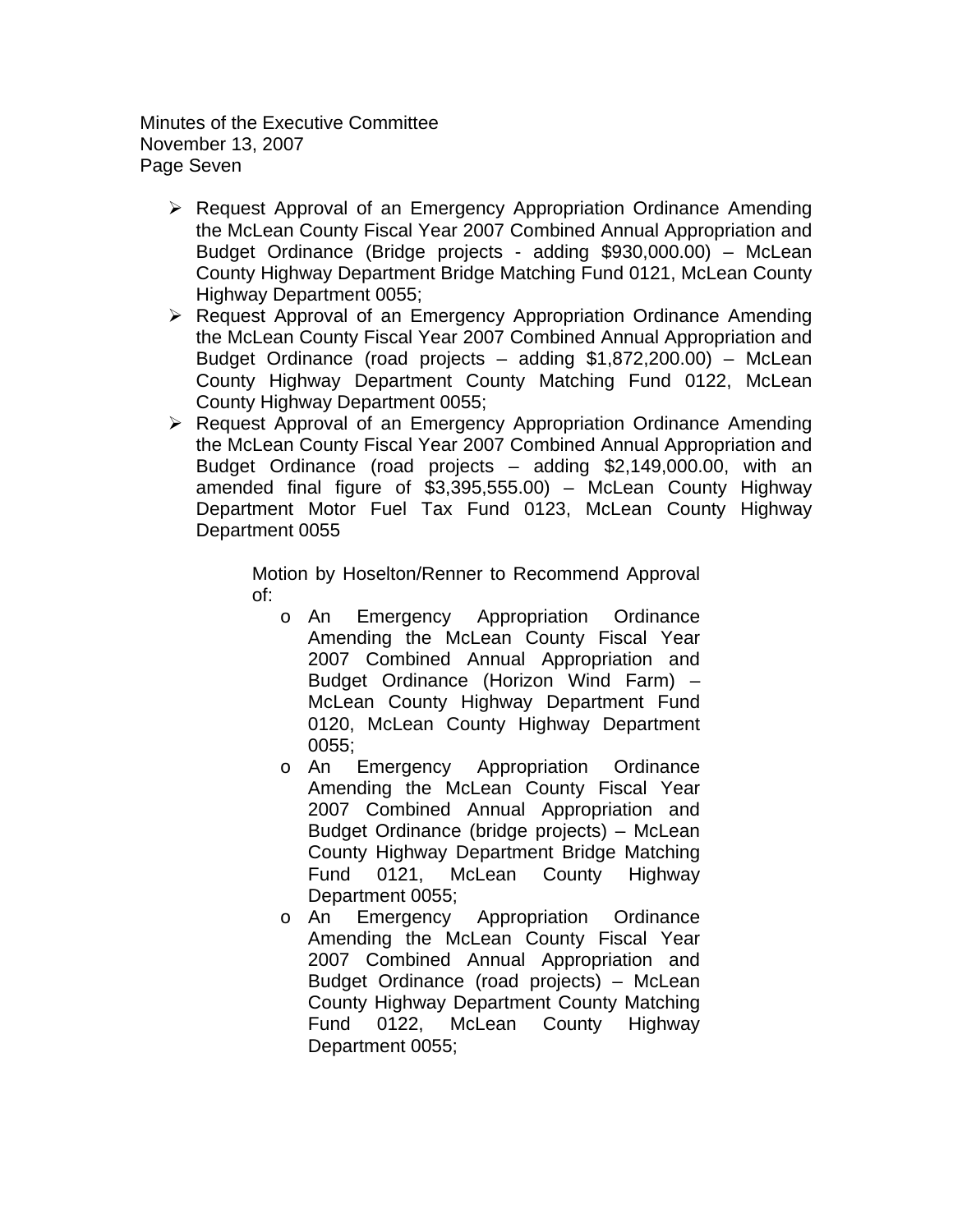- Request Approval of an Emergency Appropriation Ordinance Amending the McLean County Fiscal Year 2007 Combined Annual Appropriation and Budget Ordinance (Bridge projects - adding $930,000.00) – McLean County Highway Department Bridge Matching Fund 0121, McLean County Highway Department 0055;
- Request Approval of an Emergency Appropriation Ordinance Amending the McLean County Fiscal Year 2007 Combined Annual Appropriation and Budget Ordinance (road projects – adding $1,872,200.00) – McLean County Highway Department County Matching Fund 0122, McLean County Highway Department 0055;
- Request Approval of an Emergency Appropriation Ordinance Amending the McLean County Fiscal Year 2007 Combined Annual Appropriation and Budget Ordinance (road projects – adding $2,149,000.00, with an amended final figure of $3,395,555.00) – McLean County Highway Department Motor Fuel Tax Fund 0123, McLean County Highway Department 0055

Motion by Hoselton/Renner to Recommend Approval of:

- An Emergency Appropriation Ordinance Amending the McLean County Fiscal Year 2007 Combined Annual Appropriation and Budget Ordinance (Horizon Wind Farm) – McLean County Highway Department Fund 0120, McLean County Highway Department 0055;
- An Emergency Appropriation Ordinance Amending the McLean County Fiscal Year 2007 Combined Annual Appropriation and Budget Ordinance (bridge projects) – McLean County Highway Department Bridge Matching Fund 0121, McLean County Highway Department 0055;
- An Emergency Appropriation Ordinance Amending the McLean County Fiscal Year 2007 Combined Annual Appropriation and Budget Ordinance (road projects) – McLean County Highway Department County Matching Fund 0122, McLean County Highway Department 0055;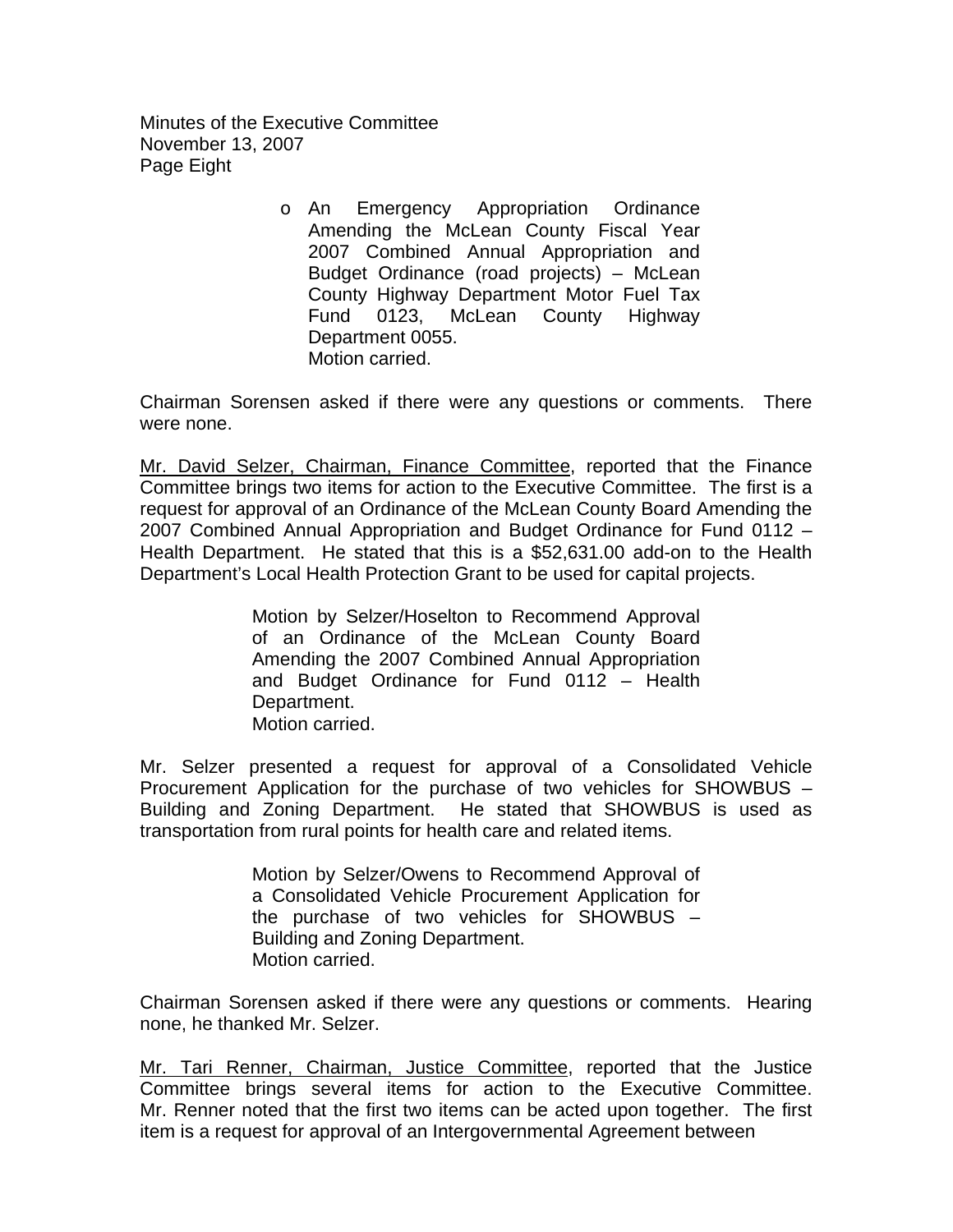- An Emergency Appropriation Ordinance Amending the McLean County Fiscal Year 2007 Combined Annual Appropriation and Budget Ordinance (road projects) – McLean County Highway Department Motor Fuel Tax Fund 0123, McLean County Highway Department 0055.
  Motion carried.

Chairman Sorensen asked if there were any questions or comments. There were none.

Mr. David Selzer, Chairman, Finance Committee, reported that the Finance Committee brings two items for action to the Executive Committee. The first is a request for approval of an Ordinance of the McLean County Board Amending the 2007 Combined Annual Appropriation and Budget Ordinance for Fund 0112 – Health Department. He stated that this is a $52,631.00 add-on to the Health Department's Local Health Protection Grant to be used for capital projects.

> Motion by Selzer/Hoselton to Recommend Approval of an Ordinance of the McLean County Board Amending the 2007 Combined Annual Appropriation and Budget Ordinance for Fund 0112 – Health Department.
> Motion carried.

Mr. Selzer presented a request for approval of a Consolidated Vehicle Procurement Application for the purchase of two vehicles for SHOWBUS – Building and Zoning Department. He stated that SHOWBUS is used as transportation from rural points for health care and related items.

> Motion by Selzer/Owens to Recommend Approval of a Consolidated Vehicle Procurement Application for the purchase of two vehicles for SHOWBUS – Building and Zoning Department.
> Motion carried.

Chairman Sorensen asked if there were any questions or comments. Hearing none, he thanked Mr. Selzer.

Mr. Tari Renner, Chairman, Justice Committee, reported that the Justice Committee brings several items for action to the Executive Committee. Mr. Renner noted that the first two items can be acted upon together. The first item is a request for approval of an Intergovernmental Agreement between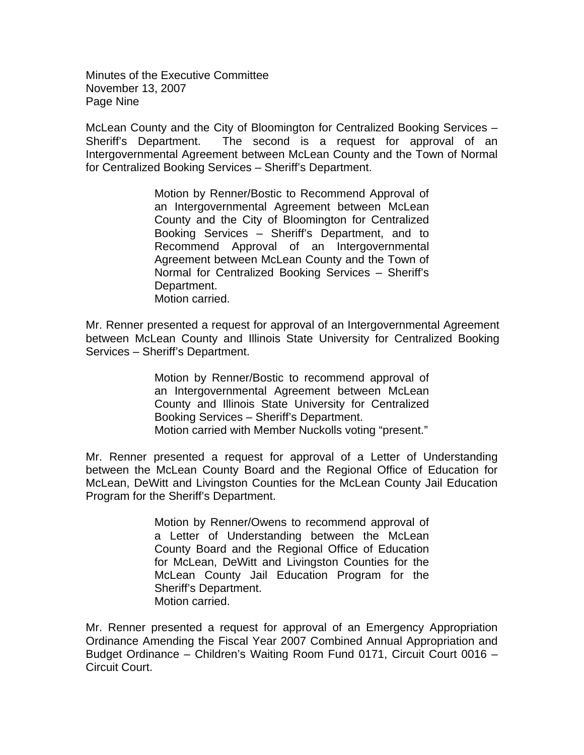McLean County and the City of Bloomington for Centralized Booking Services – Sheriff's Department. The second is a request for approval of an Intergovernmental Agreement between McLean County and the Town of Normal for Centralized Booking Services – Sheriff's Department.

> Motion by Renner/Bostic to Recommend Approval of an Intergovernmental Agreement between McLean County and the City of Bloomington for Centralized Booking Services – Sheriff's Department, and to Recommend Approval of an Intergovernmental Agreement between McLean County and the Town of Normal for Centralized Booking Services – Sheriff's Department.
> Motion carried.

Mr. Renner presented a request for approval of an Intergovernmental Agreement between McLean County and Illinois State University for Centralized Booking Services – Sheriff's Department.

> Motion by Renner/Bostic to recommend approval of an Intergovernmental Agreement between McLean County and Illinois State University for Centralized Booking Services – Sheriff's Department.
> Motion carried with Member Nuckolls voting "present."

Mr. Renner presented a request for approval of a Letter of Understanding between the McLean County Board and the Regional Office of Education for McLean, DeWitt and Livingston Counties for the McLean County Jail Education Program for the Sheriff's Department.

> Motion by Renner/Owens to recommend approval of a Letter of Understanding between the McLean County Board and the Regional Office of Education for McLean, DeWitt and Livingston Counties for the McLean County Jail Education Program for the Sheriff's Department.
> Motion carried.

Mr. Renner presented a request for approval of an Emergency Appropriation Ordinance Amending the Fiscal Year 2007 Combined Annual Appropriation and Budget Ordinance – Children's Waiting Room Fund 0171, Circuit Court 0016 – Circuit Court.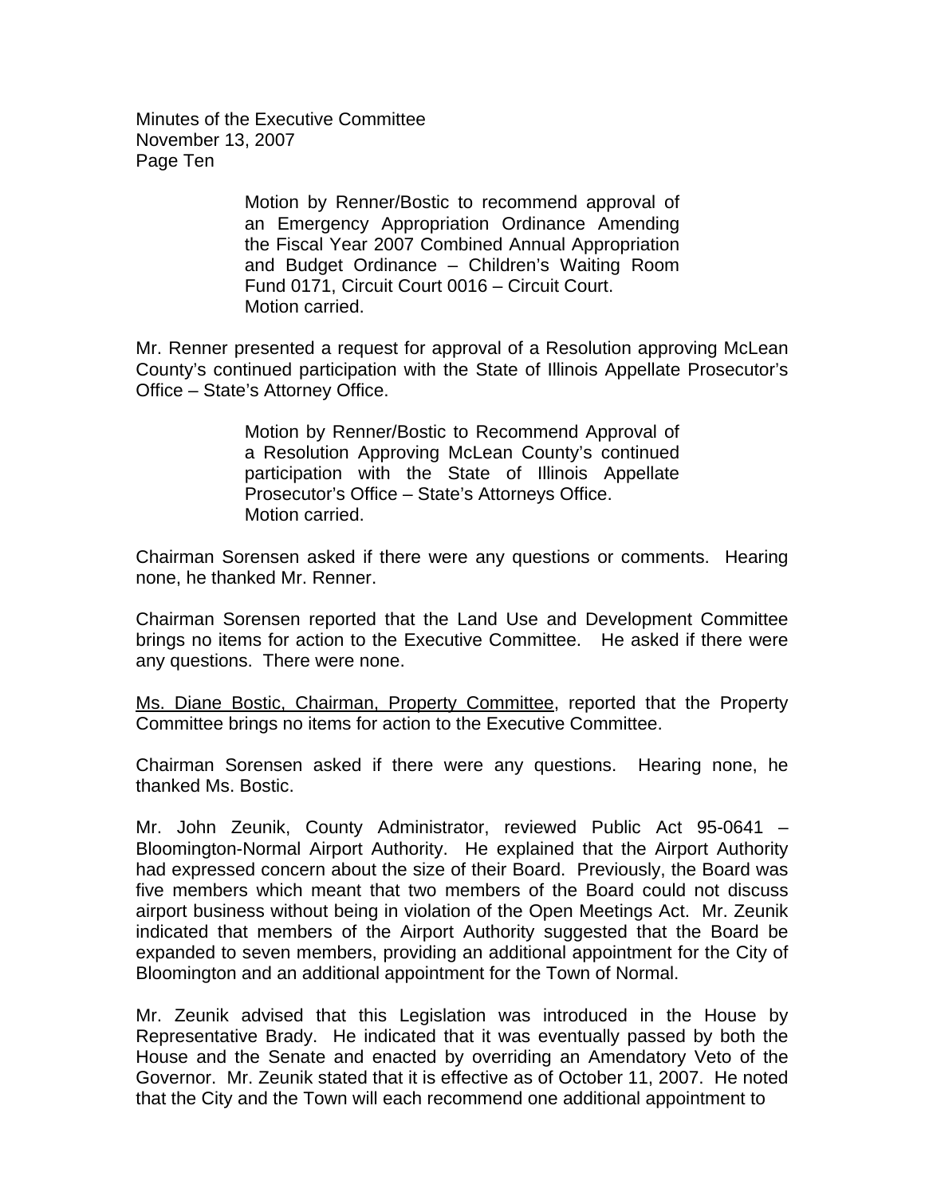> Motion by Renner/Bostic to recommend approval of an Emergency Appropriation Ordinance Amending the Fiscal Year 2007 Combined Annual Appropriation and Budget Ordinance – Children's Waiting Room Fund 0171, Circuit Court 0016 – Circuit Court.
> Motion carried.

Mr. Renner presented a request for approval of a Resolution approving McLean County's continued participation with the State of Illinois Appellate Prosecutor's Office – State's Attorney Office.

> Motion by Renner/Bostic to Recommend Approval of a Resolution Approving McLean County's continued participation with the State of Illinois Appellate Prosecutor's Office – State's Attorneys Office.
> Motion carried.

Chairman Sorensen asked if there were any questions or comments. Hearing none, he thanked Mr. Renner.

Chairman Sorensen reported that the Land Use and Development Committee brings no items for action to the Executive Committee. He asked if there were any questions. There were none.

<u>Ms. Diane Bostic, Chairman, Property Committee</u>, reported that the Property Committee brings no items for action to the Executive Committee.

Chairman Sorensen asked if there were any questions. Hearing none, he thanked Ms. Bostic.

Mr. John Zeunik, County Administrator, reviewed Public Act 95-0641 – Bloomington-Normal Airport Authority. He explained that the Airport Authority had expressed concern about the size of their Board. Previously, the Board was five members which meant that two members of the Board could not discuss airport business without being in violation of the Open Meetings Act. Mr. Zeunik indicated that members of the Airport Authority suggested that the Board be expanded to seven members, providing an additional appointment for the City of Bloomington and an additional appointment for the Town of Normal.

Mr. Zeunik advised that this Legislation was introduced in the House by Representative Brady. He indicated that it was eventually passed by both the House and the Senate and enacted by overriding an Amendatory Veto of the Governor. Mr. Zeunik stated that it is effective as of October 11, 2007. He noted that the City and the Town will each recommend one additional appointment to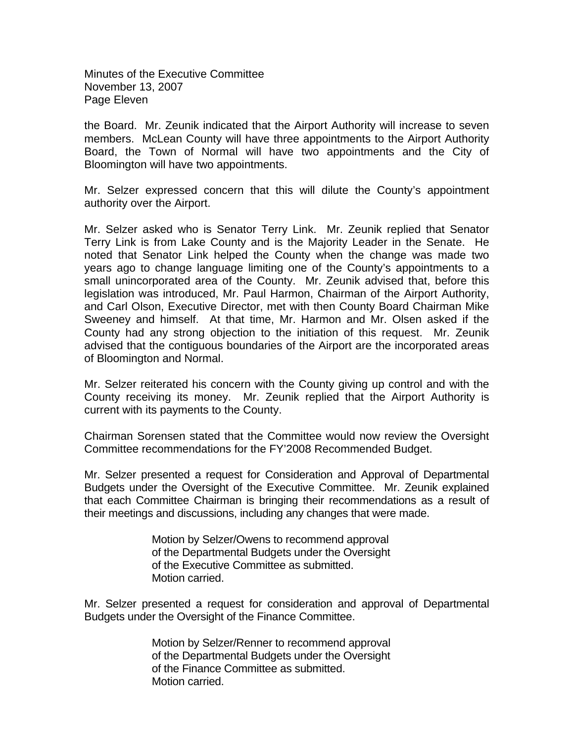the Board. Mr. Zeunik indicated that the Airport Authority will increase to seven members. McLean County will have three appointments to the Airport Authority Board, the Town of Normal will have two appointments and the City of Bloomington will have two appointments.

Mr. Selzer expressed concern that this will dilute the County's appointment authority over the Airport.

Mr. Selzer asked who is Senator Terry Link. Mr. Zeunik replied that Senator Terry Link is from Lake County and is the Majority Leader in the Senate. He noted that Senator Link helped the County when the change was made two years ago to change language limiting one of the County's appointments to a small unincorporated area of the County. Mr. Zeunik advised that, before this legislation was introduced, Mr. Paul Harmon, Chairman of the Airport Authority, and Carl Olson, Executive Director, met with then County Board Chairman Mike Sweeney and himself. At that time, Mr. Harmon and Mr. Olsen asked if the County had any strong objection to the initiation of this request. Mr. Zeunik advised that the contiguous boundaries of the Airport are the incorporated areas of Bloomington and Normal.

Mr. Selzer reiterated his concern with the County giving up control and with the County receiving its money. Mr. Zeunik replied that the Airport Authority is current with its payments to the County.

Chairman Sorensen stated that the Committee would now review the Oversight Committee recommendations for the FY'2008 Recommended Budget.

Mr. Selzer presented a request for Consideration and Approval of Departmental Budgets under the Oversight of the Executive Committee. Mr. Zeunik explained that each Committee Chairman is bringing their recommendations as a result of their meetings and discussions, including any changes that were made.

> Motion by Selzer/Owens to recommend approval of the Departmental Budgets under the Oversight of the Executive Committee as submitted.
> Motion carried.

Mr. Selzer presented a request for consideration and approval of Departmental Budgets under the Oversight of the Finance Committee.

> Motion by Selzer/Renner to recommend approval of the Departmental Budgets under the Oversight of the Finance Committee as submitted.
> Motion carried.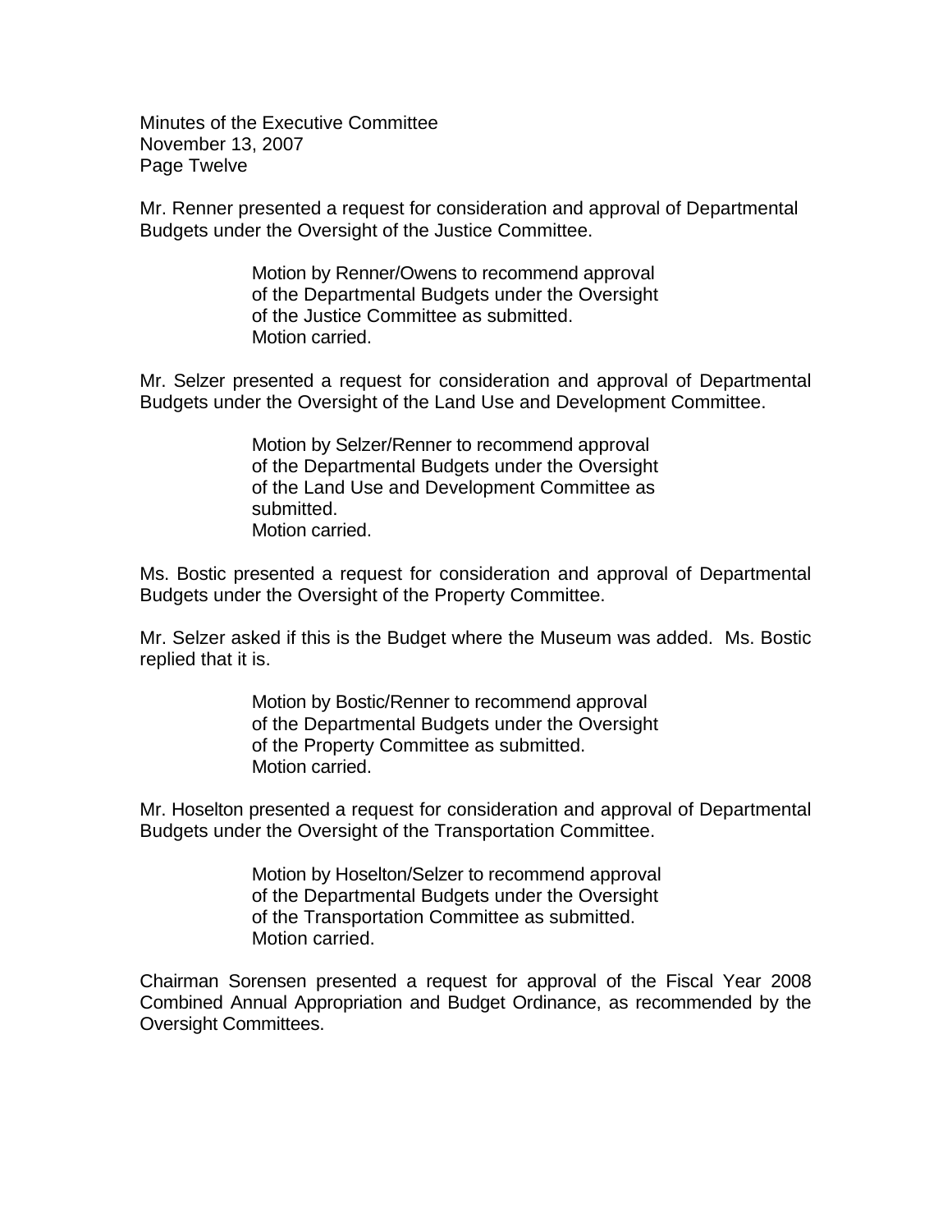Mr. Renner presented a request for consideration and approval of Departmental Budgets under the Oversight of the Justice Committee.

> Motion by Renner/Owens to recommend approval of the Departmental Budgets under the Oversight of the Justice Committee as submitted.
> Motion carried.

Mr. Selzer presented a request for consideration and approval of Departmental Budgets under the Oversight of the Land Use and Development Committee.

> Motion by Selzer/Renner to recommend approval of the Departmental Budgets under the Oversight of the Land Use and Development Committee as submitted.
> Motion carried.

Ms. Bostic presented a request for consideration and approval of Departmental Budgets under the Oversight of the Property Committee.

Mr. Selzer asked if this is the Budget where the Museum was added. Ms. Bostic replied that it is.

> Motion by Bostic/Renner to recommend approval of the Departmental Budgets under the Oversight of the Property Committee as submitted.
> Motion carried.

Mr. Hoselton presented a request for consideration and approval of Departmental Budgets under the Oversight of the Transportation Committee.

> Motion by Hoselton/Selzer to recommend approval of the Departmental Budgets under the Oversight of the Transportation Committee as submitted.
> Motion carried.

Chairman Sorensen presented a request for approval of the Fiscal Year 2008 Combined Annual Appropriation and Budget Ordinance, as recommended by the Oversight Committees.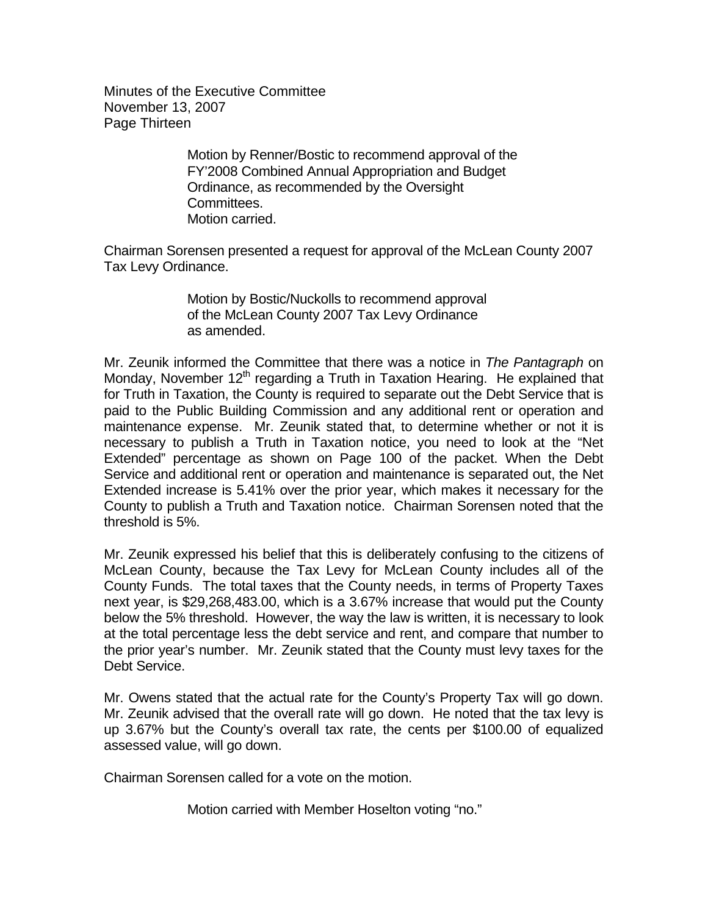Minutes of the Executive Committee
November 13, 2007
Page Thirteen

> Motion by Renner/Bostic to recommend approval of the FY'2008 Combined Annual Appropriation and Budget Ordinance, as recommended by the Oversight Committees.
> Motion carried.

Chairman Sorensen presented a request for approval of the McLean County 2007 Tax Levy Ordinance.

> Motion by Bostic/Nuckolls to recommend approval of the McLean County 2007 Tax Levy Ordinance as amended.

Mr. Zeunik informed the Committee that there was a notice in *The Pantagraph* on Monday, November 12th regarding a Truth in Taxation Hearing. He explained that for Truth in Taxation, the County is required to separate out the Debt Service that is paid to the Public Building Commission and any additional rent or operation and maintenance expense. Mr. Zeunik stated that, to determine whether or not it is necessary to publish a Truth in Taxation notice, you need to look at the "Net Extended" percentage as shown on Page 100 of the packet. When the Debt Service and additional rent or operation and maintenance is separated out, the Net Extended increase is 5.41% over the prior year, which makes it necessary for the County to publish a Truth and Taxation notice. Chairman Sorensen noted that the threshold is 5%.

Mr. Zeunik expressed his belief that this is deliberately confusing to the citizens of McLean County, because the Tax Levy for McLean County includes all of the County Funds. The total taxes that the County needs, in terms of Property Taxes next year, is $29,268,483.00, which is a 3.67% increase that would put the County below the 5% threshold. However, the way the law is written, it is necessary to look at the total percentage less the debt service and rent, and compare that number to the prior year's number. Mr. Zeunik stated that the County must levy taxes for the Debt Service.

Mr. Owens stated that the actual rate for the County's Property Tax will go down. Mr. Zeunik advised that the overall rate will go down. He noted that the tax levy is up 3.67% but the County's overall tax rate, the cents per $100.00 of equalized assessed value, will go down.

Chairman Sorensen called for a vote on the motion.

> Motion carried with Member Hoselton voting "no."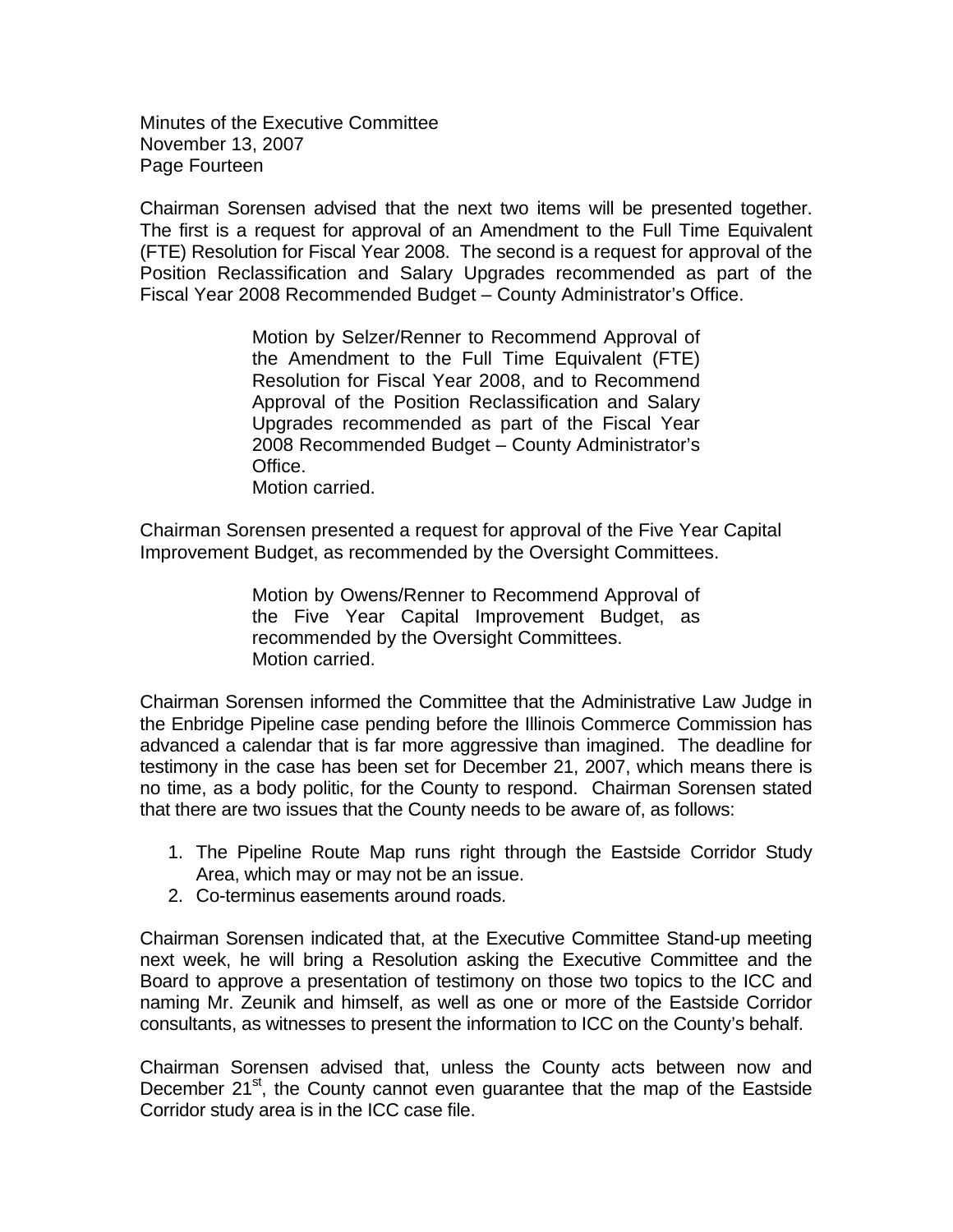Chairman Sorensen advised that the next two items will be presented together. The first is a request for approval of an Amendment to the Full Time Equivalent (FTE) Resolution for Fiscal Year 2008. The second is a request for approval of the Position Reclassification and Salary Upgrades recommended as part of the Fiscal Year 2008 Recommended Budget – County Administrator's Office.

> Motion by Selzer/Renner to Recommend Approval of the Amendment to the Full Time Equivalent (FTE) Resolution for Fiscal Year 2008, and to Recommend Approval of the Position Reclassification and Salary Upgrades recommended as part of the Fiscal Year 2008 Recommended Budget – County Administrator's Office.
> Motion carried.

Chairman Sorensen presented a request for approval of the Five Year Capital Improvement Budget, as recommended by the Oversight Committees.

> Motion by Owens/Renner to Recommend Approval of the Five Year Capital Improvement Budget, as recommended by the Oversight Committees.
> Motion carried.

Chairman Sorensen informed the Committee that the Administrative Law Judge in the Enbridge Pipeline case pending before the Illinois Commerce Commission has advanced a calendar that is far more aggressive than imagined. The deadline for testimony in the case has been set for December 21, 2007, which means there is no time, as a body politic, for the County to respond. Chairman Sorensen stated that there are two issues that the County needs to be aware of, as follows:

1. The Pipeline Route Map runs right through the Eastside Corridor Study Area, which may or may not be an issue.
2. Co-terminus easements around roads.

Chairman Sorensen indicated that, at the Executive Committee Stand-up meeting next week, he will bring a Resolution asking the Executive Committee and the Board to approve a presentation of testimony on those two topics to the ICC and naming Mr. Zeunik and himself, as well as one or more of the Eastside Corridor consultants, as witnesses to present the information to ICC on the County's behalf.

Chairman Sorensen advised that, unless the County acts between now and December 21st, the County cannot even guarantee that the map of the Eastside Corridor study area is in the ICC case file.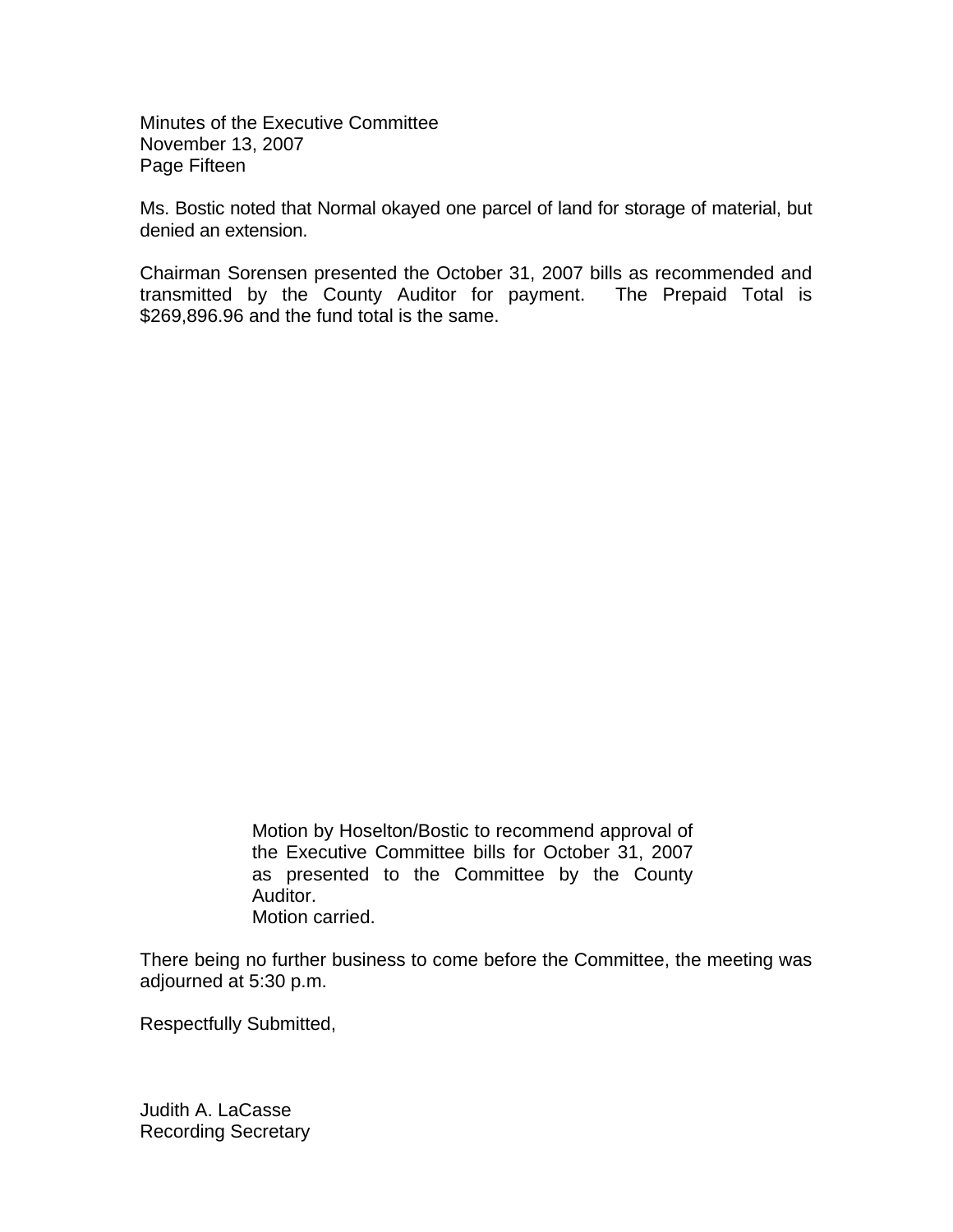Ms. Bostic noted that Normal okayed one parcel of land for storage of material, but denied an extension.

Chairman Sorensen presented the October 31, 2007 bills as recommended and transmitted by the County Auditor for payment. The Prepaid Total is $269,896.96 and the fund total is the same.

> Motion by Hoselton/Bostic to recommend approval of the Executive Committee bills for October 31, 2007 as presented to the Committee by the County Auditor.
> Motion carried.

There being no further business to come before the Committee, the meeting was adjourned at 5:30 p.m.

Respectfully Submitted,

Judith A. LaCasse
Recording Secretary